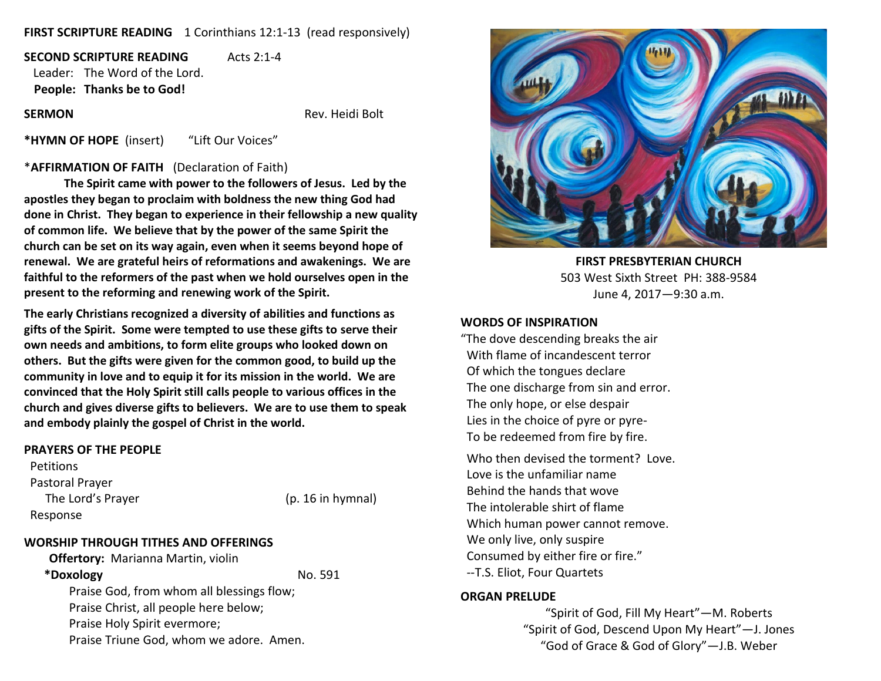**FIRST SCRIPTURE READING** 1 Corinthians 12:1-13 (read responsively)

**SECOND SCRIPTURE READING** Acts 2:1-4

Leader: The Word of the Lord.
**People: Thanks be to God!**

**SERMON** Rev. Heidi Bolt

***HYMN OF HOPE** (insert) "Lift Our Voices"

***AFFIRMATION OF FAITH** (Declaration of Faith)

**The Spirit came with power to the followers of Jesus. Led by the apostles they began to proclaim with boldness the new thing God had done in Christ. They began to experience in their fellowship a new quality of common life. We believe that by the power of the same Spirit the church can be set on its way again, even when it seems beyond hope of renewal. We are grateful heirs of reformations and awakenings. We are faithful to the reformers of the past when we hold ourselves open in the present to the reforming and renewing work of the Spirit.**

**The early Christians recognized a diversity of abilities and functions as gifts of the Spirit. Some were tempted to use these gifts to serve their own needs and ambitions, to form elite groups who looked down on others. But the gifts were given for the common good, to build up the community in love and to equip it for its mission in the world. We are convinced that the Holy Spirit still calls people to various offices in the church and gives diverse gifts to believers. We are to use them to speak and embody plainly the gospel of Christ in the world.**

**PRAYERS OF THE PEOPLE**

Petitions
Pastoral Prayer
The Lord's Prayer (p. 16 in hymnal)
Response

**WORSHIP THROUGH TITHES AND OFFERINGS**

**Offertory:** Marianna Martin, violin

***Doxology** No. 591

Praise God, from whom all blessings flow;
Praise Christ, all people here below;
Praise Holy Spirit evermore;
Praise Triune God, whom we adore. Amen.

**FIRST PRESBYTERIAN CHURCH**
503 West Sixth Street PH: 388-9584
June 4, 2017—9:30 a.m.

**WORDS OF INSPIRATION**

"The dove descending breaks the air
With flame of incandescent terror
Of which the tongues declare
The one discharge from sin and error.
The only hope, or else despair
Lies in the choice of pyre or pyre-
To be redeemed from fire by fire.

Who then devised the torment? Love.
Love is the unfamiliar name
Behind the hands that wove
The intolerable shirt of flame
Which human power cannot remove.
We only live, only suspire
Consumed by either fire or fire."
--T.S. Eliot, Four Quartets

**ORGAN PRELUDE**

"Spirit of God, Fill My Heart"—M. Roberts
"Spirit of God, Descend Upon My Heart"—J. Jones
"God of Grace & God of Glory"—J.B. Weber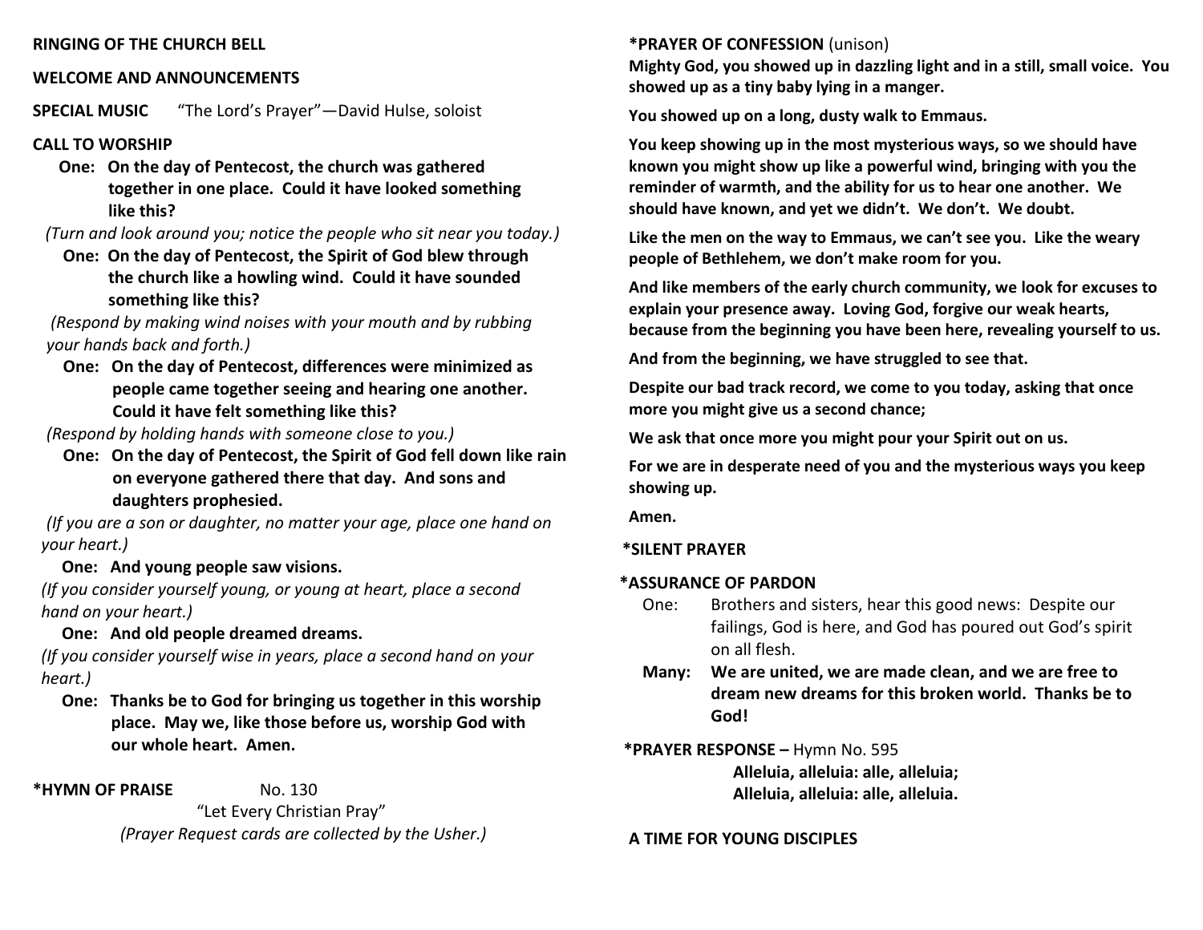**RINGING OF THE CHURCH BELL**

**WELCOME AND ANNOUNCEMENTS**

**SPECIAL MUSIC** "The Lord's Prayer"—David Hulse, soloist

**CALL TO WORSHIP**

**One: On the day of Pentecost, the church was gathered together in one place. Could it have looked something like this?**

*(Turn and look around you; notice the people who sit near you today.)*

**One: On the day of Pentecost, the Spirit of God blew through the church like a howling wind. Could it have sounded something like this?**

*(Respond by making wind noises with your mouth and by rubbing your hands back and forth.)*

**One: On the day of Pentecost, differences were minimized as people came together seeing and hearing one another. Could it have felt something like this?**

*(Respond by holding hands with someone close to you.)*

**One: On the day of Pentecost, the Spirit of God fell down like rain on everyone gathered there that day. And sons and daughters prophesied.**

*(If you are a son or daughter, no matter your age, place one hand on your heart.)*

**One: And young people saw visions.**

*(If you consider yourself young, or young at heart, place a second hand on your heart.)*

**One: And old people dreamed dreams.**

*(If you consider yourself wise in years, place a second hand on your heart.)*

**One: Thanks be to God for bringing us together in this worship place. May we, like those before us, worship God with our whole heart. Amen.**

**\*HYMN OF PRAISE** No. 130

"Let Every Christian Pray"

*(Prayer Request cards are collected by the Usher.)*

**\*PRAYER OF CONFESSION** (unison)

**Mighty God, you showed up in dazzling light and in a still, small voice. You showed up as a tiny baby lying in a manger.**

**You showed up on a long, dusty walk to Emmaus.**

**You keep showing up in the most mysterious ways, so we should have known you might show up like a powerful wind, bringing with you the reminder of warmth, and the ability for us to hear one another. We should have known, and yet we didn't. We don't. We doubt.**

**Like the men on the way to Emmaus, we can't see you. Like the weary people of Bethlehem, we don't make room for you.**

**And like members of the early church community, we look for excuses to explain your presence away. Loving God, forgive our weak hearts, because from the beginning you have been here, revealing yourself to us.**

**And from the beginning, we have struggled to see that.**

**Despite our bad track record, we come to you today, asking that once more you might give us a second chance;**

**We ask that once more you might pour your Spirit out on us.**

**For we are in desperate need of you and the mysterious ways you keep showing up.**

**Amen.**

**\*SILENT PRAYER**

**\*ASSURANCE OF PARDON**

One: Brothers and sisters, hear this good news: Despite our failings, God is here, and God has poured out God's spirit on all flesh.

**Many: We are united, we are made clean, and we are free to dream new dreams for this broken world. Thanks be to God!**

**\*PRAYER RESPONSE –** Hymn No. 595

**Alleluia, alleluia: alle, alleluia;**
**Alleluia, alleluia: alle, alleluia.**

**A TIME FOR YOUNG DISCIPLES**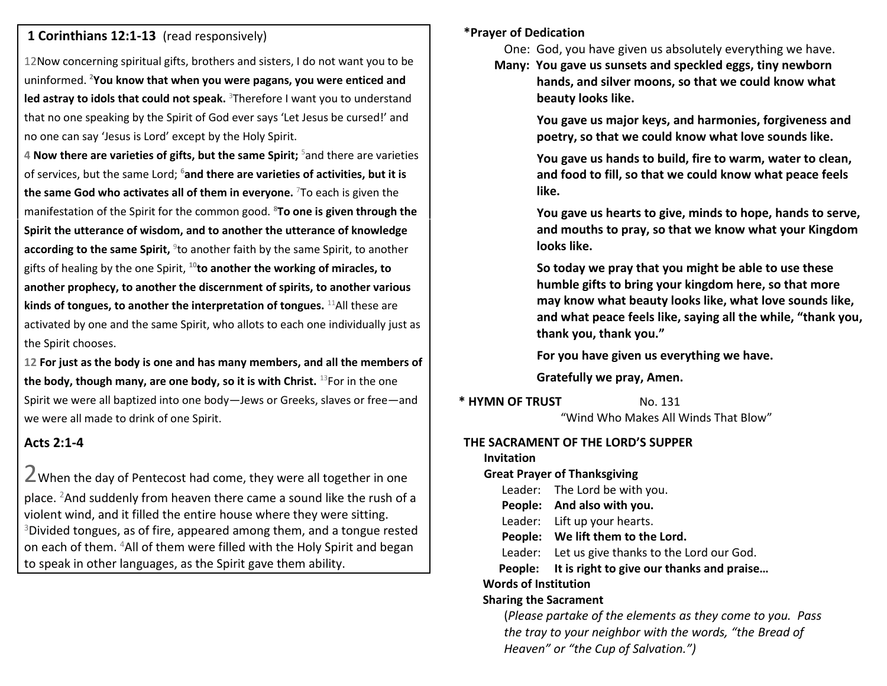**1 Corinthians 12:1-13** (read responsively)

12Now concerning spiritual gifts, brothers and sisters, I do not want you to be uninformed. [2]**You know that when you were pagans, you were enticed and led astray to idols that could not speak.** [3]Therefore I want you to understand that no one speaking by the Spirit of God ever says 'Let Jesus be cursed!' and no one can say 'Jesus is Lord' except by the Holy Spirit.

4 **Now there are varieties of gifts, but the same Spirit;** [5]and there are varieties of services, but the same Lord; [6]**and there are varieties of activities, but it is the same God who activates all of them in everyone.** [7]To each is given the manifestation of the Spirit for the common good. [8]**To one is given through the Spirit the utterance of wisdom, and to another the utterance of knowledge according to the same Spirit,** [9]to another faith by the same Spirit, to another gifts of healing by the one Spirit, [10]**to another the working of miracles, to another prophecy, to another the discernment of spirits, to another various kinds of tongues, to another the interpretation of tongues.** [11]All these are activated by one and the same Spirit, who allots to each one individually just as the Spirit chooses.

12 **For just as the body is one and has many members, and all the members of the body, though many, are one body, so it is with Christ.** [13]For in the one Spirit we were all baptized into one body—Jews or Greeks, slaves or free—and we were all made to drink of one Spirit.

**Acts 2:1-4**

2 When the day of Pentecost had come, they were all together in one place. [2]And suddenly from heaven there came a sound like the rush of a violent wind, and it filled the entire house where they were sitting. [3]Divided tongues, as of fire, appeared among them, and a tongue rested on each of them. [4]All of them were filled with the Holy Spirit and began to speak in other languages, as the Spirit gave them ability.

**\*Prayer of Dedication**

One: God, you have given us absolutely everything we have.

**Many: You gave us sunsets and speckled eggs, tiny newborn hands, and silver moons, so that we could know what beauty looks like.**

**You gave us major keys, and harmonies, forgiveness and poetry, so that we could know what love sounds like.**

**You gave us hands to build, fire to warm, water to clean, and food to fill, so that we could know what peace feels like.**

**You gave us hearts to give, minds to hope, hands to serve, and mouths to pray, so that we know what your Kingdom looks like.**

**So today we pray that you might be able to use these humble gifts to bring your kingdom here, so that more may know what beauty looks like, what love sounds like, and what peace feels like, saying all the while, "thank you, thank you, thank you."**

**For you have given us everything we have.**

**Gratefully we pray, Amen.**

**\* HYMN OF TRUST** No. 131
"Wind Who Makes All Winds That Blow"

**THE SACRAMENT OF THE LORD'S SUPPER**

**Invitation**

**Great Prayer of Thanksgiving**

Leader: The Lord be with you.
**People: And also with you.**
Leader: Lift up your hearts.
**People: We lift them to the Lord.**
Leader: Let us give thanks to the Lord our God.
**People: It is right to give our thanks and praise…**

**Words of Institution**

**Sharing the Sacrament**

(*Please partake of the elements as they come to you. Pass the tray to your neighbor with the words, "the Bread of Heaven" or "the Cup of Salvation."*)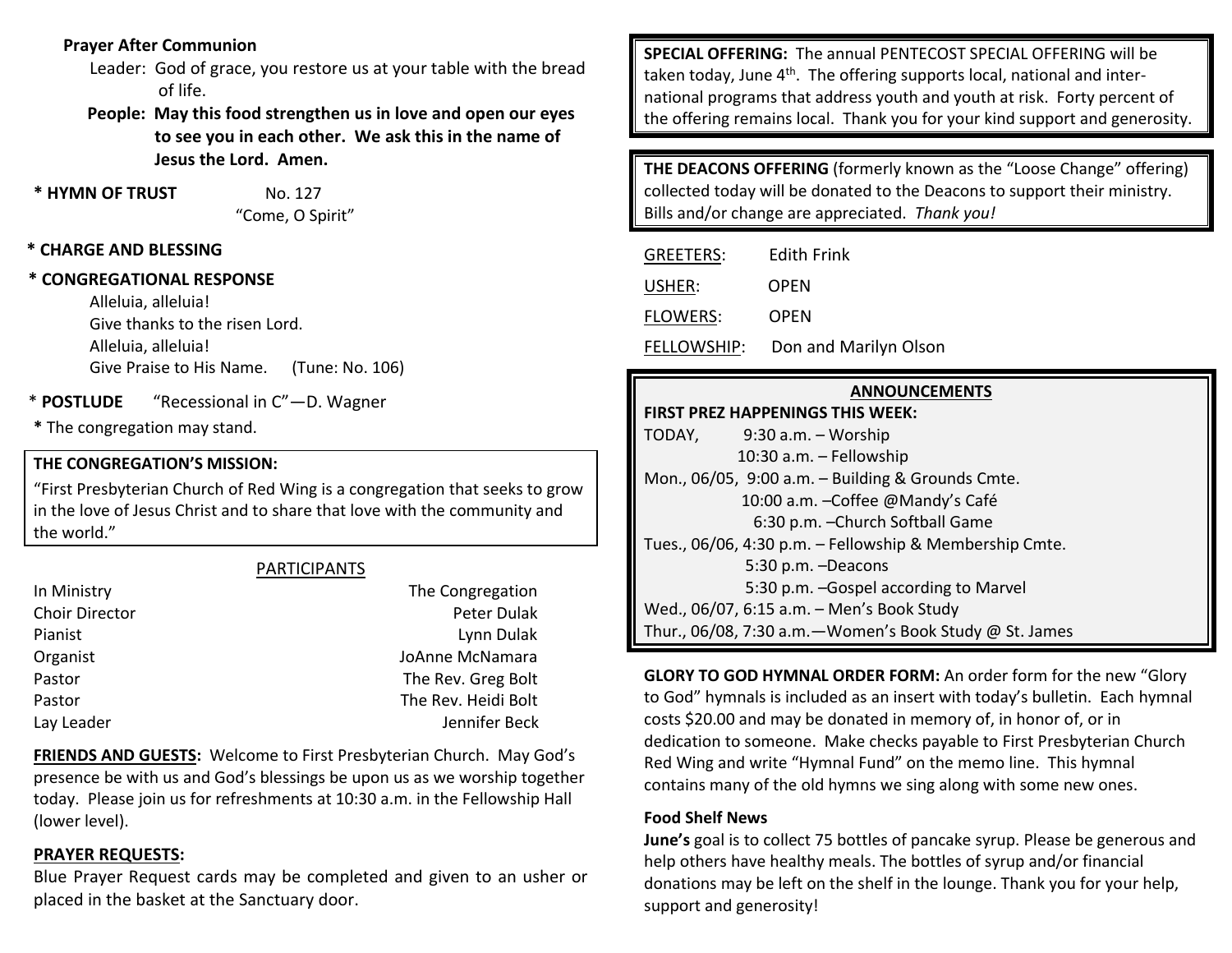**Prayer After Communion**

Leader: God of grace, you restore us at your table with the bread of life.

**People: May this food strengthen us in love and open our eyes to see you in each other. We ask this in the name of Jesus the Lord. Amen.**

**\* HYMN OF TRUST** No. 127
"Come, O Spirit"

**\* CHARGE AND BLESSING**

**\* CONGREGATIONAL RESPONSE**

Alleluia, alleluia!
Give thanks to the risen Lord.
Alleluia, alleluia!
Give Praise to His Name. (Tune: No. 106)

\* **POSTLUDE** "Recessional in C"—D. Wagner

**\*** The congregation may stand.

**THE CONGREGATION'S MISSION:**

"First Presbyterian Church of Red Wing is a congregation that seeks to grow in the love of Jesus Christ and to share that love with the community and the world."

PARTICIPANTS

| | |
|---|---|
| In Ministry | The Congregation |
| Choir Director | Peter Dulak |
| Pianist | Lynn Dulak |
| Organist | JoAnne McNamara |
| Pastor | The Rev. Greg Bolt |
| Pastor | The Rev. Heidi Bolt |
| Lay Leader | Jennifer Beck |

**FRIENDS AND GUESTS:** Welcome to First Presbyterian Church. May God's presence be with us and God's blessings be upon us as we worship together today. Please join us for refreshments at 10:30 a.m. in the Fellowship Hall (lower level).

**PRAYER REQUESTS:**

Blue Prayer Request cards may be completed and given to an usher or placed in the basket at the Sanctuary door.

**SPECIAL OFFERING:** The annual PENTECOST SPECIAL OFFERING will be taken today, June 4th. The offering supports local, national and international programs that address youth and youth at risk. Forty percent of the offering remains local. Thank you for your kind support and generosity.

**THE DEACONS OFFERING** (formerly known as the "Loose Change" offering) collected today will be donated to the Deacons to support their ministry. Bills and/or change are appreciated. *Thank you!*

GREETERS: Edith Frink

USHER: OPEN

FLOWERS: OPEN

FELLOWSHIP: Don and Marilyn Olson

**ANNOUNCEMENTS**

**FIRST PREZ HAPPENINGS THIS WEEK:**

TODAY, 9:30 a.m. – Worship
10:30 a.m. – Fellowship
Mon., 06/05, 9:00 a.m. – Building & Grounds Cmte.
10:00 a.m. –Coffee @Mandy's Café
6:30 p.m. –Church Softball Game
Tues., 06/06, 4:30 p.m. – Fellowship & Membership Cmte.
5:30 p.m. –Deacons
5:30 p.m. –Gospel according to Marvel
Wed., 06/07, 6:15 a.m. – Men's Book Study
Thur., 06/08, 7:30 a.m.—Women's Book Study @ St. James

**GLORY TO GOD HYMNAL ORDER FORM:** An order form for the new "Glory to God" hymnals is included as an insert with today's bulletin. Each hymnal costs $20.00 and may be donated in memory of, in honor of, or in dedication to someone. Make checks payable to First Presbyterian Church Red Wing and write "Hymnal Fund" on the memo line. This hymnal contains many of the old hymns we sing along with some new ones.

**Food Shelf News**

**June's** goal is to collect 75 bottles of pancake syrup. Please be generous and help others have healthy meals. The bottles of syrup and/or financial donations may be left on the shelf in the lounge. Thank you for your help, support and generosity!